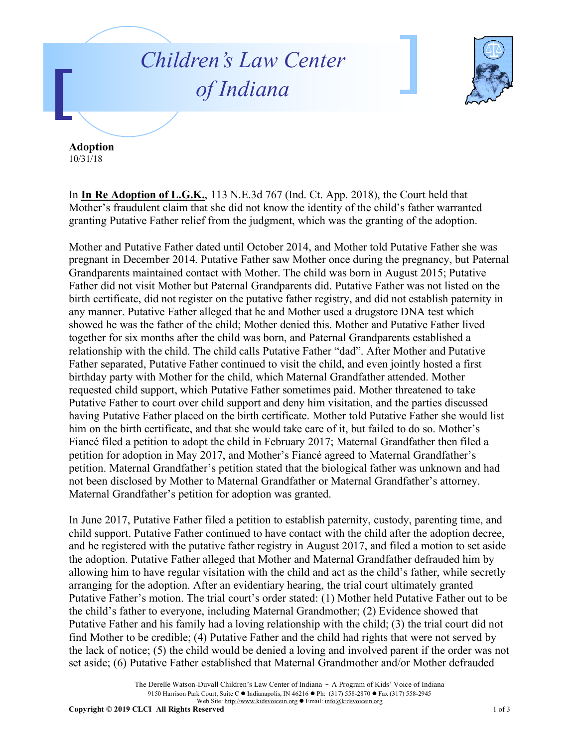# Children's Law Center of Indiana

**Adoption**
10/31/18

In **In Re Adoption of L.G.K.**, 113 N.E.3d 767 (Ind. Ct. App. 2018), the Court held that Mother's fraudulent claim that she did not know the identity of the child's father warranted granting Putative Father relief from the judgment, which was the granting of the adoption.

Mother and Putative Father dated until October 2014, and Mother told Putative Father she was pregnant in December 2014. Putative Father saw Mother once during the pregnancy, but Paternal Grandparents maintained contact with Mother. The child was born in August 2015; Putative Father did not visit Mother but Paternal Grandparents did. Putative Father was not listed on the birth certificate, did not register on the putative father registry, and did not establish paternity in any manner. Putative Father alleged that he and Mother used a drugstore DNA test which showed he was the father of the child; Mother denied this. Mother and Putative Father lived together for six months after the child was born, and Paternal Grandparents established a relationship with the child. The child calls Putative Father "dad". After Mother and Putative Father separated, Putative Father continued to visit the child, and even jointly hosted a first birthday party with Mother for the child, which Maternal Grandfather attended. Mother requested child support, which Putative Father sometimes paid. Mother threatened to take Putative Father to court over child support and deny him visitation, and the parties discussed having Putative Father placed on the birth certificate. Mother told Putative Father she would list him on the birth certificate, and that she would take care of it, but failed to do so. Mother's Fiancé filed a petition to adopt the child in February 2017; Maternal Grandfather then filed a petition for adoption in May 2017, and Mother's Fiancé agreed to Maternal Grandfather's petition. Maternal Grandfather's petition stated that the biological father was unknown and had not been disclosed by Mother to Maternal Grandfather or Maternal Grandfather's attorney. Maternal Grandfather's petition for adoption was granted.

In June 2017, Putative Father filed a petition to establish paternity, custody, parenting time, and child support. Putative Father continued to have contact with the child after the adoption decree, and he registered with the putative father registry in August 2017, and filed a motion to set aside the adoption. Putative Father alleged that Mother and Maternal Grandfather defrauded him by allowing him to have regular visitation with the child and act as the child's father, while secretly arranging for the adoption. After an evidentiary hearing, the trial court ultimately granted Putative Father's motion. The trial court's order stated: (1) Mother held Putative Father out to be the child's father to everyone, including Maternal Grandmother; (2) Evidence showed that Putative Father and his family had a loving relationship with the child; (3) the trial court did not find Mother to be credible; (4) Putative Father and the child had rights that were not served by the lack of notice; (5) the child would be denied a loving and involved parent if the order was not set aside; (6) Putative Father established that Maternal Grandmother and/or Mother defrauded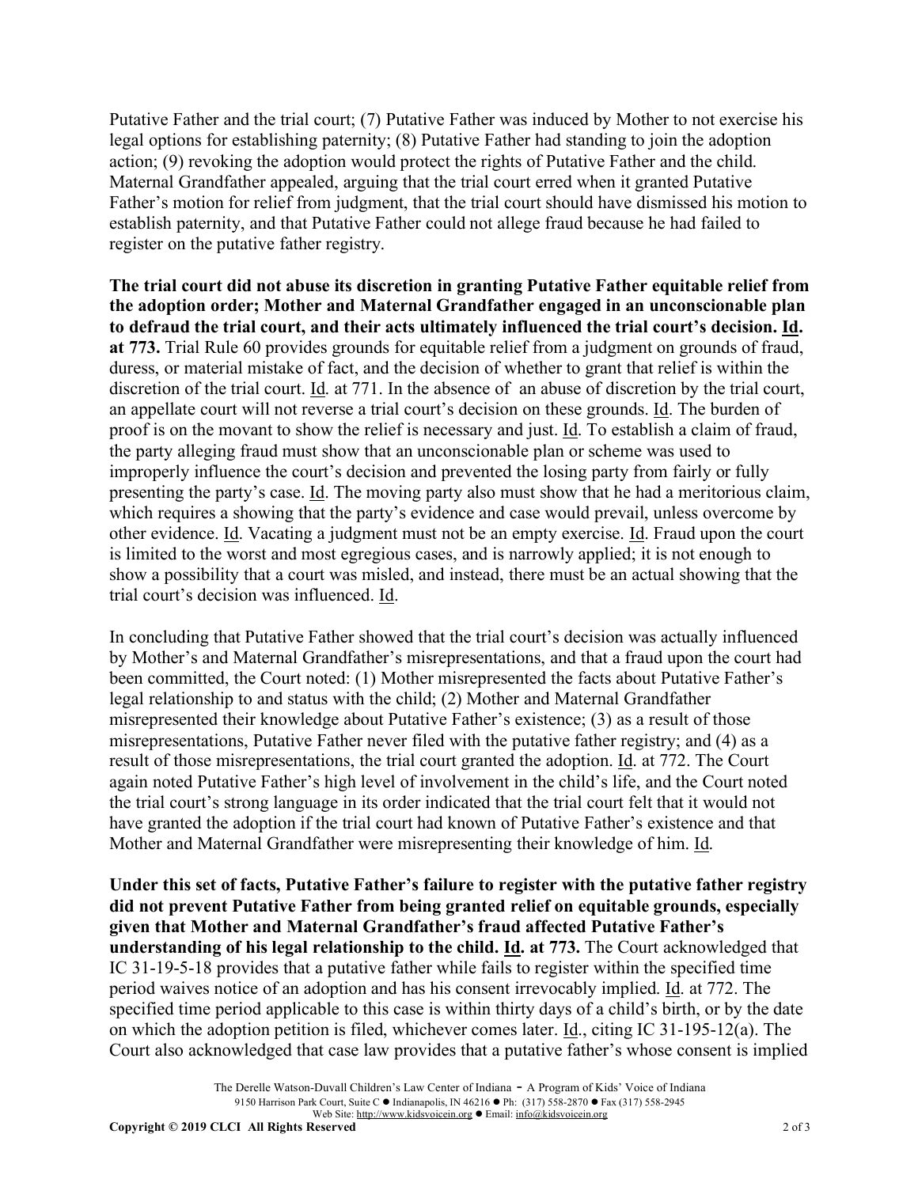Putative Father and the trial court; (7) Putative Father was induced by Mother to not exercise his legal options for establishing paternity; (8) Putative Father had standing to join the adoption action; (9) revoking the adoption would protect the rights of Putative Father and the child. Maternal Grandfather appealed, arguing that the trial court erred when it granted Putative Father's motion for relief from judgment, that the trial court should have dismissed his motion to establish paternity, and that Putative Father could not allege fraud because he had failed to register on the putative father registry.

**The trial court did not abuse its discretion in granting Putative Father equitable relief from the adoption order; Mother and Maternal Grandfather engaged in an unconscionable plan to defraud the trial court, and their acts ultimately influenced the trial court's decision. Id. at 773.** Trial Rule 60 provides grounds for equitable relief from a judgment on grounds of fraud, duress, or material mistake of fact, and the decision of whether to grant that relief is within the discretion of the trial court. Id. at 771. In the absence of an abuse of discretion by the trial court, an appellate court will not reverse a trial court's decision on these grounds. Id. The burden of proof is on the movant to show the relief is necessary and just. Id. To establish a claim of fraud, the party alleging fraud must show that an unconscionable plan or scheme was used to improperly influence the court's decision and prevented the losing party from fairly or fully presenting the party's case. Id. The moving party also must show that he had a meritorious claim, which requires a showing that the party's evidence and case would prevail, unless overcome by other evidence. Id. Vacating a judgment must not be an empty exercise. Id. Fraud upon the court is limited to the worst and most egregious cases, and is narrowly applied; it is not enough to show a possibility that a court was misled, and instead, there must be an actual showing that the trial court's decision was influenced. Id.

In concluding that Putative Father showed that the trial court's decision was actually influenced by Mother's and Maternal Grandfather's misrepresentations, and that a fraud upon the court had been committed, the Court noted: (1) Mother misrepresented the facts about Putative Father's legal relationship to and status with the child; (2) Mother and Maternal Grandfather misrepresented their knowledge about Putative Father's existence; (3) as a result of those misrepresentations, Putative Father never filed with the putative father registry; and (4) as a result of those misrepresentations, the trial court granted the adoption. Id. at 772. The Court again noted Putative Father's high level of involvement in the child's life, and the Court noted the trial court's strong language in its order indicated that the trial court felt that it would not have granted the adoption if the trial court had known of Putative Father's existence and that Mother and Maternal Grandfather were misrepresenting their knowledge of him. Id.

**Under this set of facts, Putative Father's failure to register with the putative father registry did not prevent Putative Father from being granted relief on equitable grounds, especially given that Mother and Maternal Grandfather's fraud affected Putative Father's understanding of his legal relationship to the child. Id. at 773.** The Court acknowledged that IC 31-19-5-18 provides that a putative father while fails to register within the specified time period waives notice of an adoption and has his consent irrevocably implied. Id. at 772. The specified time period applicable to this case is within thirty days of a child's birth, or by the date on which the adoption petition is filed, whichever comes later. Id., citing IC 31-195-12(a). The Court also acknowledged that case law provides that a putative father's whose consent is implied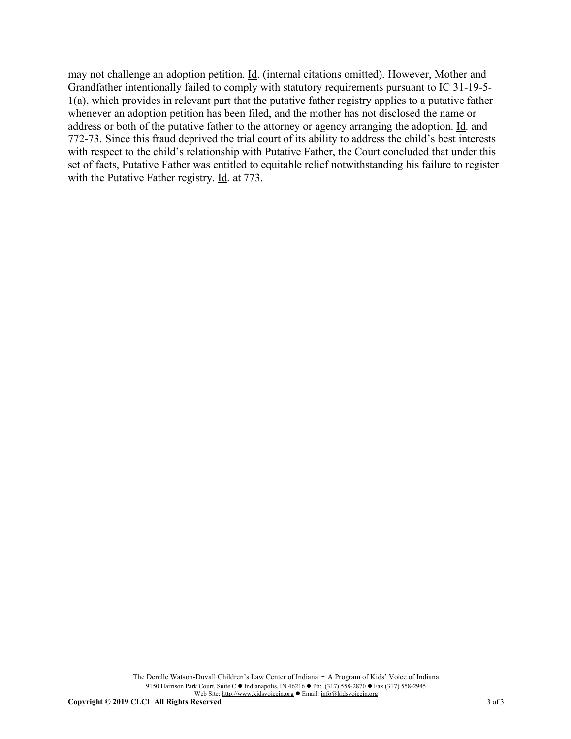may not challenge an adoption petition. Id. (internal citations omitted). However, Mother and Grandfather intentionally failed to comply with statutory requirements pursuant to IC 31-19-5-1(a), which provides in relevant part that the putative father registry applies to a putative father whenever an adoption petition has been filed, and the mother has not disclosed the name or address or both of the putative father to the attorney or agency arranging the adoption. Id. and 772-73. Since this fraud deprived the trial court of its ability to address the child's best interests with respect to the child's relationship with Putative Father, the Court concluded that under this set of facts, Putative Father was entitled to equitable relief notwithstanding his failure to register with the Putative Father registry. Id. at 773.